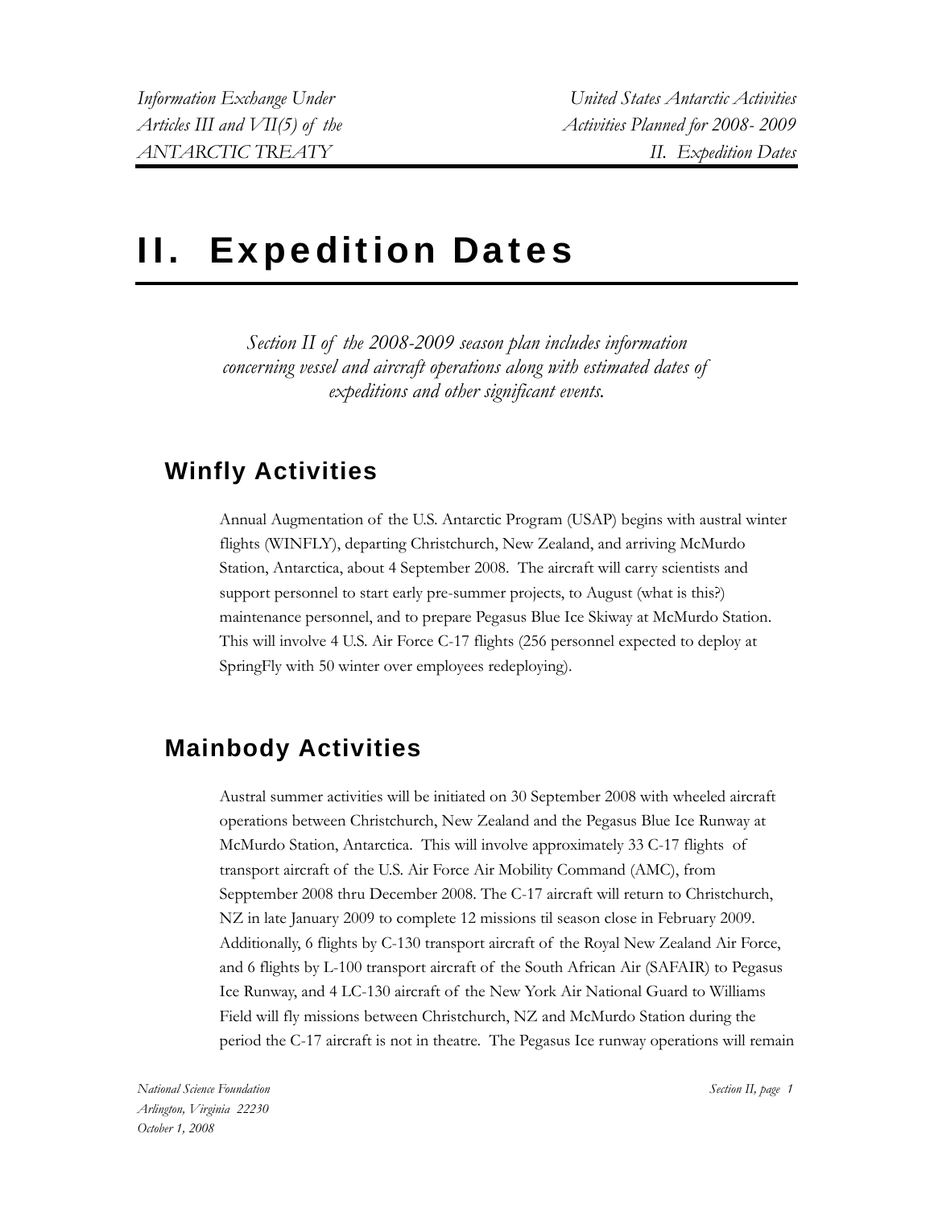# II. Expedition Dates

*Section II of the 2008-2009 season plan includes information concerning vessel and aircraft operations along with estimated dates of expeditions and other significant events.*

## Winfly Activities

Annual Augmentation of the U.S. Antarctic Program (USAP) begins with austral winter flights (WINFLY), departing Christchurch, New Zealand, and arriving McMurdo Station, Antarctica, about 4 September 2008. The aircraft will carry scientists and support personnel to start early pre-summer projects, to August (what is this?) maintenance personnel, and to prepare Pegasus Blue Ice Skiway at McMurdo Station. This will involve 4 U.S. Air Force C-17 flights (256 personnel expected to deploy at SpringFly with 50 winter over employees redeploying).

## Mainbody Activities

Austral summer activities will be initiated on 30 September 2008 with wheeled aircraft operations between Christchurch, New Zealand and the Pegasus Blue Ice Runway at McMurdo Station, Antarctica. This will involve approximately 33 C-17 flights of transport aircraft of the U.S. Air Force Air Mobility Command (AMC), from Sepptember 2008 thru December 2008. The C-17 aircraft will return to Christchurch, NZ in late January 2009 to complete 12 missions til season close in February 2009. Additionally, 6 flights by C-130 transport aircraft of the Royal New Zealand Air Force, and 6 flights by L-100 transport aircraft of the South African Air (SAFAIR) to Pegasus Ice Runway, and 4 LC-130 aircraft of the New York Air National Guard to Williams Field will fly missions between Christchurch, NZ and McMurdo Station during the period the C-17 aircraft is not in theatre. The Pegasus Ice runway operations will remain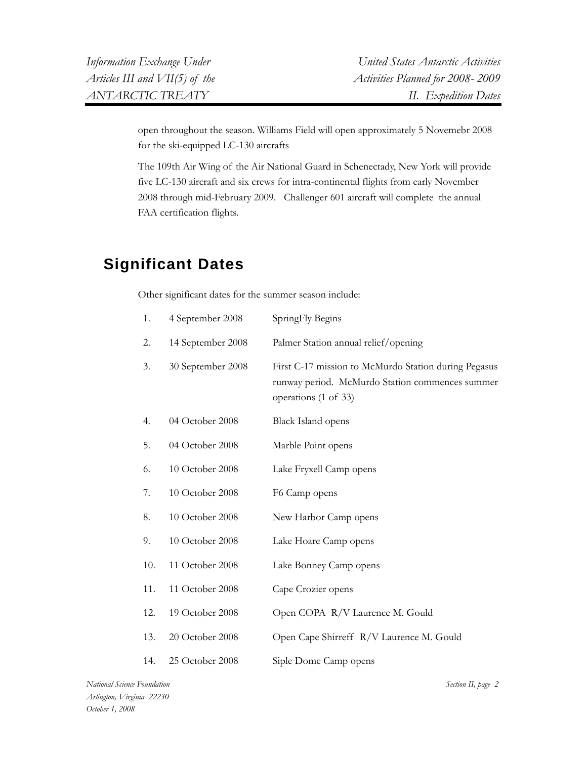open throughout the season. Williams Field will open approximately 5 Novemebr 2008 for the ski-equipped LC-130 aircrafts

The 109th Air Wing of the Air National Guard in Schenectady, New York will provide five LC-130 aircraft and six crews for intra-continental flights from early November 2008 through mid-February 2009. Challenger 601 aircraft will complete the annual FAA certification flights.

## Significant Dates

Other significant dates for the summer season include:

| | | |
|---|---|---|
| 1. | 4 September 2008 | SpringFly Begins |
| 2. | 14 September 2008 | Palmer Station annual relief/opening |
| 3. | 30 September 2008 | First C-17 mission to McMurdo Station during Pegasus runway period. McMurdo Station commences summer operations (1 of 33) |
| 4. | 04 October 2008 | Black Island opens |
| 5. | 04 October 2008 | Marble Point opens |
| 6. | 10 October 2008 | Lake Fryxell Camp opens |
| 7. | 10 October 2008 | F6 Camp opens |
| 8. | 10 October 2008 | New Harbor Camp opens |
| 9. | 10 October 2008 | Lake Hoare Camp opens |
| 10. | 11 October 2008 | Lake Bonney Camp opens |
| 11. | 11 October 2008 | Cape Crozier opens |
| 12. | 19 October 2008 | Open COPA R/V Laurence M. Gould |
| 13. | 20 October 2008 | Open Cape Shirreff R/V Laurence M. Gould |
| 14. | 25 October 2008 | Siple Dome Camp opens |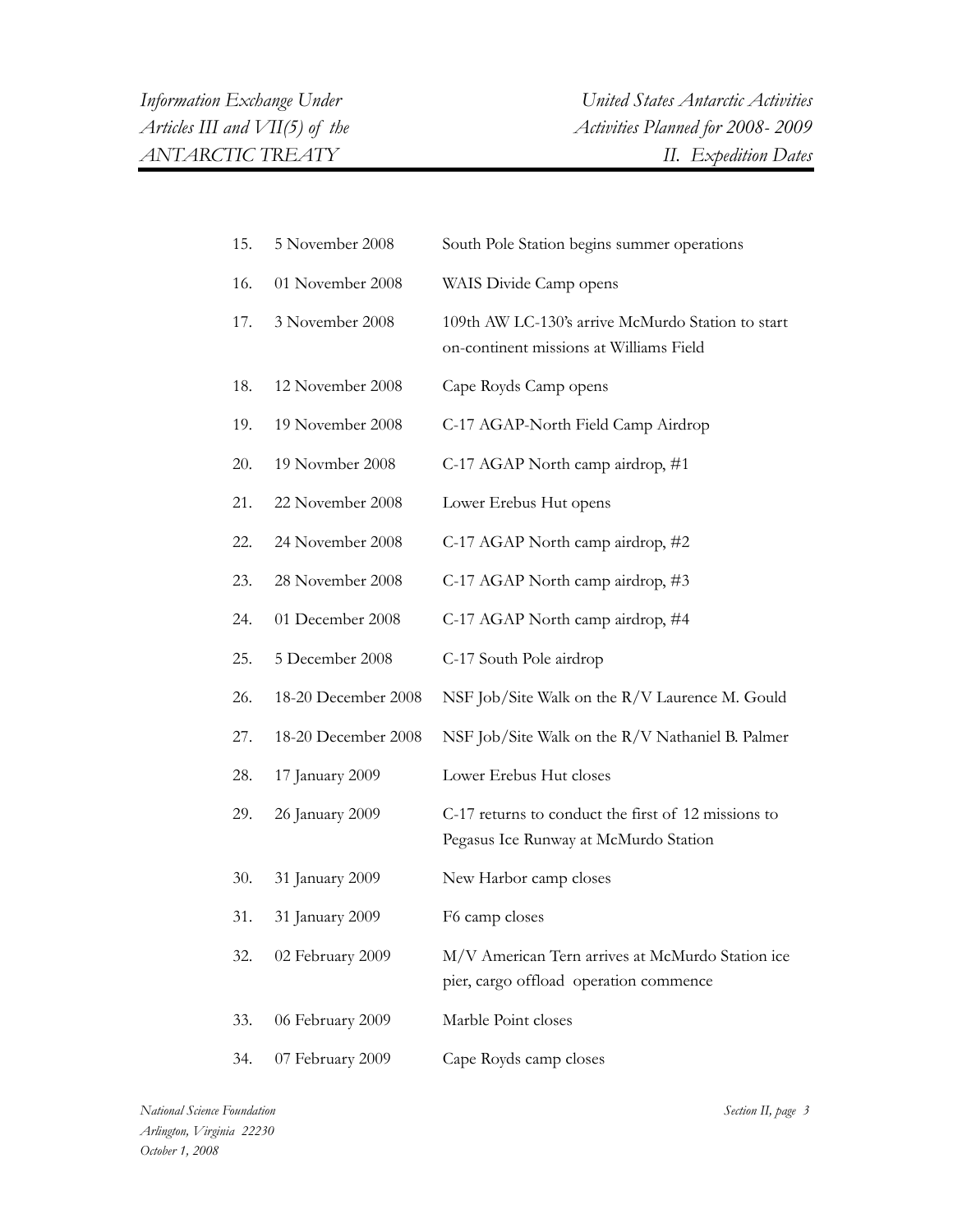15. 5 November 2008 South Pole Station begins summer operations
16. 01 November 2008 WAIS Divide Camp opens
17. 3 November 2008 109th AW LC-130's arrive McMurdo Station to start on-continent missions at Williams Field
18. 12 November 2008 Cape Royds Camp opens
19. 19 November 2008 C-17 AGAP-North Field Camp Airdrop
20. 19 Novmber 2008 C-17 AGAP North camp airdrop, #1
21. 22 November 2008 Lower Erebus Hut opens
22. 24 November 2008 C-17 AGAP North camp airdrop, #2
23. 28 November 2008 C-17 AGAP North camp airdrop, #3
24. 01 December 2008 C-17 AGAP North camp airdrop, #4
25. 5 December 2008 C-17 South Pole airdrop
26. 18-20 December 2008 NSF Job/Site Walk on the R/V Laurence M. Gould
27. 18-20 December 2008 NSF Job/Site Walk on the R/V Nathaniel B. Palmer
28. 17 January 2009 Lower Erebus Hut closes
29. 26 January 2009 C-17 returns to conduct the first of 12 missions to Pegasus Ice Runway at McMurdo Station
30. 31 January 2009 New Harbor camp closes
31. 31 January 2009 F6 camp closes
32. 02 February 2009 M/V American Tern arrives at McMurdo Station ice pier, cargo offload operation commence
33. 06 February 2009 Marble Point closes
34. 07 February 2009 Cape Royds camp closes

*National Science Foundation*
*Arlington, Virginia 22230*
*October 1, 2008*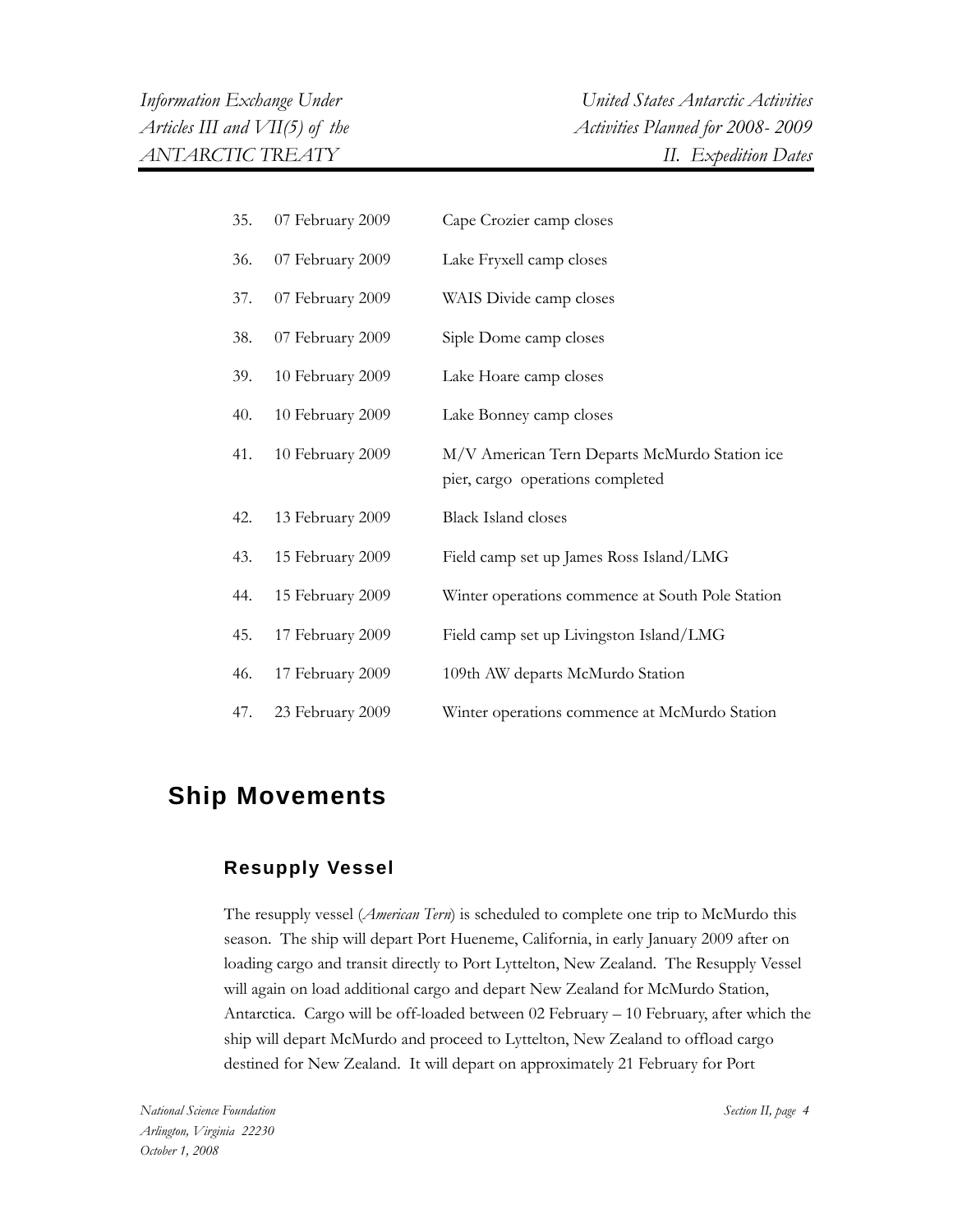35. 07 February 2009 Cape Crozier camp closes

36. 07 February 2009 Lake Fryxell camp closes

37. 07 February 2009 WAIS Divide camp closes

38. 07 February 2009 Siple Dome camp closes

39. 10 February 2009 Lake Hoare camp closes

40. 10 February 2009 Lake Bonney camp closes

41. 10 February 2009 M/V American Tern Departs McMurdo Station ice pier, cargo operations completed

42. 13 February 2009 Black Island closes

43. 15 February 2009 Field camp set up James Ross Island/LMG

44. 15 February 2009 Winter operations commence at South Pole Station

45. 17 February 2009 Field camp set up Livingston Island/LMG

46. 17 February 2009 109th AW departs McMurdo Station

47. 23 February 2009 Winter operations commence at McMurdo Station

## Ship Movements

### Resupply Vessel

The resupply vessel (*American Tern*) is scheduled to complete one trip to McMurdo this season. The ship will depart Port Hueneme, California, in early January 2009 after on loading cargo and transit directly to Port Lyttelton, New Zealand. The Resupply Vessel will again on load additional cargo and depart New Zealand for McMurdo Station, Antarctica. Cargo will be off-loaded between 02 February – 10 February, after which the ship will depart McMurdo and proceed to Lyttelton, New Zealand to offload cargo destined for New Zealand. It will depart on approximately 21 February for Port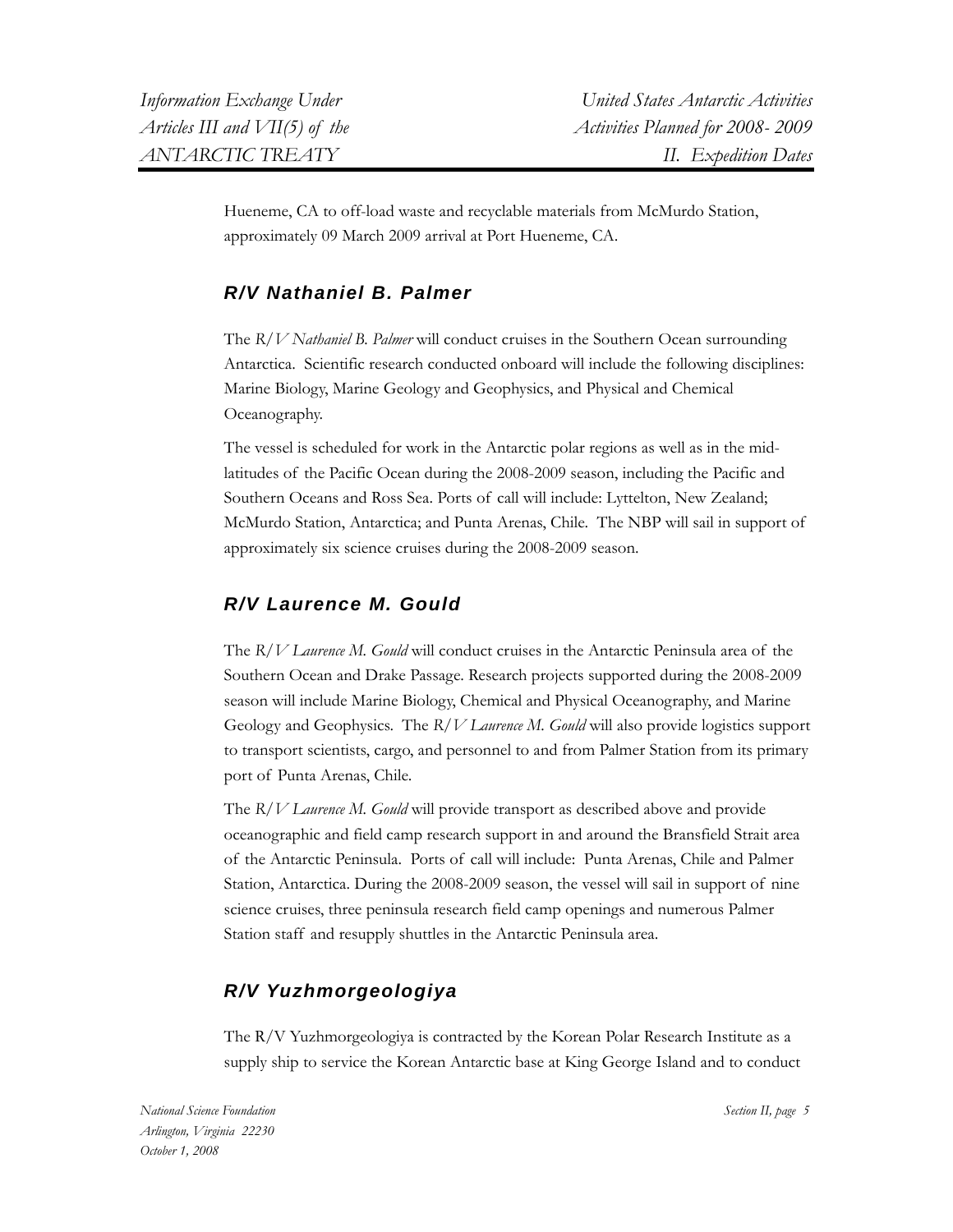Hueneme, CA to off-load waste and recyclable materials from McMurdo Station, approximately 09 March 2009 arrival at Port Hueneme, CA.

### *R/V Nathaniel B. Palmer*

The *R/V Nathaniel B. Palmer* will conduct cruises in the Southern Ocean surrounding Antarctica. Scientific research conducted onboard will include the following disciplines: Marine Biology, Marine Geology and Geophysics, and Physical and Chemical Oceanography.

The vessel is scheduled for work in the Antarctic polar regions as well as in the mid-latitudes of the Pacific Ocean during the 2008-2009 season, including the Pacific and Southern Oceans and Ross Sea. Ports of call will include: Lyttelton, New Zealand; McMurdo Station, Antarctica; and Punta Arenas, Chile. The NBP will sail in support of approximately six science cruises during the 2008-2009 season.

### *R/V Laurence M. Gould*

The *R/V Laurence M. Gould* will conduct cruises in the Antarctic Peninsula area of the Southern Ocean and Drake Passage. Research projects supported during the 2008-2009 season will include Marine Biology, Chemical and Physical Oceanography, and Marine Geology and Geophysics. The *R/V Laurence M. Gould* will also provide logistics support to transport scientists, cargo, and personnel to and from Palmer Station from its primary port of Punta Arenas, Chile.

The *R/V Laurence M. Gould* will provide transport as described above and provide oceanographic and field camp research support in and around the Bransfield Strait area of the Antarctic Peninsula. Ports of call will include: Punta Arenas, Chile and Palmer Station, Antarctica. During the 2008-2009 season, the vessel will sail in support of nine science cruises, three peninsula research field camp openings and numerous Palmer Station staff and resupply shuttles in the Antarctic Peninsula area.

### *R/V Yuzhmorgeologiya*

The R/V Yuzhmorgeologiya is contracted by the Korean Polar Research Institute as a supply ship to service the Korean Antarctic base at King George Island and to conduct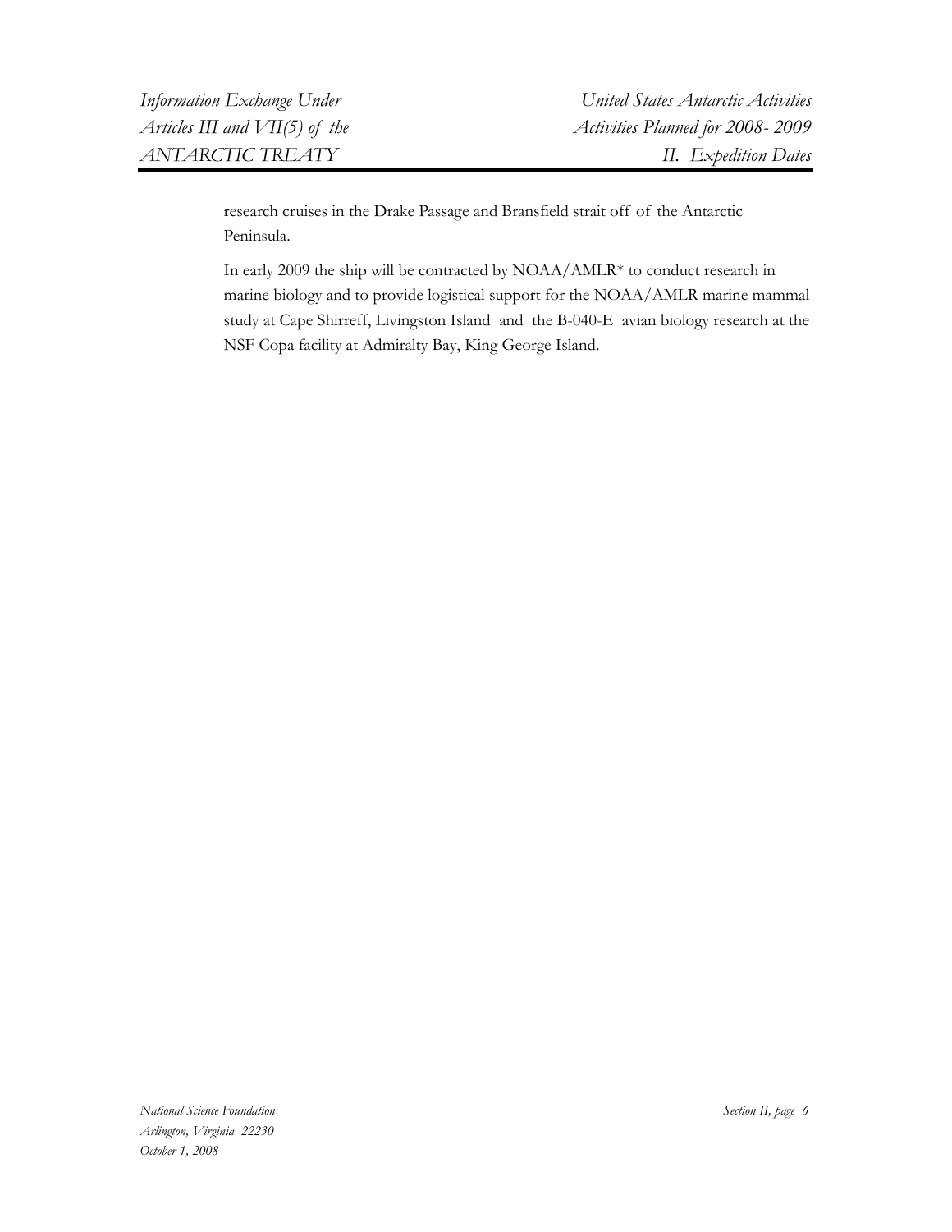research cruises in the Drake Passage and Bransfield strait off of the Antarctic Peninsula.

In early 2009 the ship will be contracted by NOAA/AMLR* to conduct research in marine biology and to provide logistical support for the NOAA/AMLR marine mammal study at Cape Shirreff, Livingston Island and the B-040-E avian biology research at the NSF Copa facility at Admiralty Bay, King George Island.